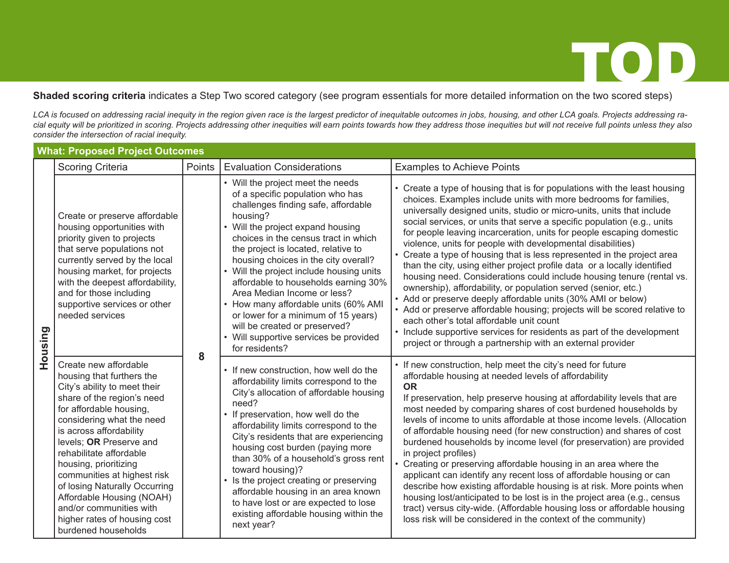# TOD

**Shaded scoring criteria** indicates a Step Two scored category (see program essentials for more detailed information on the two scored steps)

*LCA is focused on addressing racial inequity in the region given race is the largest predictor of inequitable outcomes in jobs, housing, and other LCA goals. Projects addressing racial equity will be prioritized in scoring. Projects addressing other inequities will earn points towards how they address those inequities but will not receive full points unless they also consider the intersection of racial inequity.*

## What: Proposed Project Outcomes

| | Scoring Criteria | Points | Evaluation Considerations | Examples to Achieve Points |
|---|---|---|---|---|
| **Housing** | Create or preserve affordable housing opportunities with priority given to projects that serve populations not currently served by the local housing market, for projects with the deepest affordability, and for those including supportive services or other needed services | 8 | • Will the project meet the needs of a specific population who has challenges finding safe, affordable housing?<br>• Will the project expand housing choices in the census tract in which the project is located, relative to housing choices in the city overall?<br>• Will the project include housing units affordable to households earning 30% Area Median Income or less?<br>• How many affordable units (60% AMI or lower for a minimum of 15 years) will be created or preserved?<br>• Will supportive services be provided for residents? | • Create a type of housing that is for populations with the least housing choices. Examples include units with more bedrooms for families, universally designed units, studio or micro-units, units that include social services, or units that serve a specific population (e.g., units for people leaving incarceration, units for people escaping domestic violence, units for people with developmental disabilities)<br>• Create a type of housing that is less represented in the project area than the city, using either project profile data or a locally identified housing need. Considerations could include housing tenure (rental vs. ownership), affordability, or population served (senior, etc.)<br>• Add or preserve deeply affordable units (30% AMI or below)<br>• Add or preserve affordable housing; projects will be scored relative to each other's total affordable unit count<br>• Include supportive services for residents as part of the development project or through a partnership with an external provider |
| | Create new affordable housing that furthers the City's ability to meet their share of the region's need for affordable housing, considering what the need is across affordability levels; **OR** Preserve and rehabilitate affordable housing, prioritizing communities at highest risk of losing Naturally Occurring Affordable Housing (NOAH) and/or communities with higher rates of housing cost burdened households | | • If new construction, how well do the affordability limits correspond to the City's allocation of affordable housing need?<br>• If preservation, how well do the affordability limits correspond to the City's residents that are experiencing housing cost burden (paying more than 30% of a household's gross rent toward housing)?<br>• Is the project creating or preserving affordable housing in an area known to have lost or are expected to lose existing affordable housing within the next year? | • If new construction, help meet the city's need for future affordable housing at needed levels of affordability<br>**OR**<br>If preservation, help preserve housing at affordability levels that are most needed by comparing shares of cost burdened households by levels of income to units affordable at those income levels. (Allocation of affordable housing need (for new construction) and shares of cost burdened households by income level (for preservation) are provided in project profiles)<br>• Creating or preserving affordable housing in an area where the applicant can identify any recent loss of affordable housing or can describe how existing affordable housing is at risk. More points when housing lost/anticipated to be lost is in the project area (e.g., census tract) versus city-wide. (Affordable housing loss or affordable housing loss risk will be considered in the context of the community) |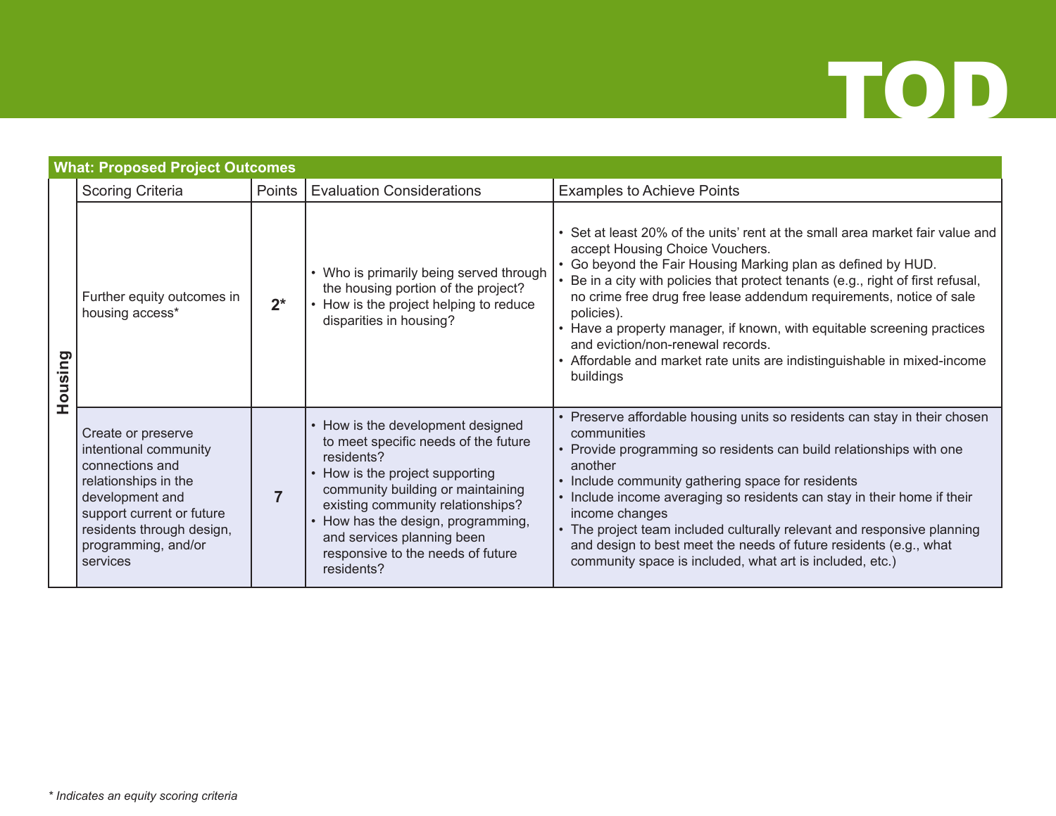# TOD

| What: Proposed Project Outcomes | | | | |
|---|---|---|---|---|
| | Scoring Criteria | Points | Evaluation Considerations | Examples to Achieve Points |
| Housing | Further equity outcomes in housing access* | 2* | • Who is primarily being served through the housing portion of the project?<br>• How is the project helping to reduce disparities in housing? | • Set at least 20% of the units' rent at the small area market fair value and accept Housing Choice Vouchers.<br>• Go beyond the Fair Housing Marking plan as defined by HUD.<br>• Be in a city with policies that protect tenants (e.g., right of first refusal, no crime free drug free lease addendum requirements, notice of sale policies).<br>• Have a property manager, if known, with equitable screening practices and eviction/non-renewal records.<br>• Affordable and market rate units are indistinguishable in mixed-income buildings |
| Housing | Create or preserve intentional community connections and relationships in the development and support current or future residents through design, programming, and/or services | 7 | • How is the development designed to meet specific needs of the future residents?<br>• How is the project supporting community building or maintaining existing community relationships?<br>• How has the design, programming, and services planning been responsive to the needs of future residents? | • Preserve affordable housing units so residents can stay in their chosen communities<br>• Provide programming so residents can build relationships with one another<br>• Include community gathering space for residents<br>• Include income averaging so residents can stay in their home if their income changes<br>• The project team included culturally relevant and responsive planning and design to best meet the needs of future residents (e.g., what community space is included, what art is included, etc.) |

*\* Indicates an equity scoring criteria*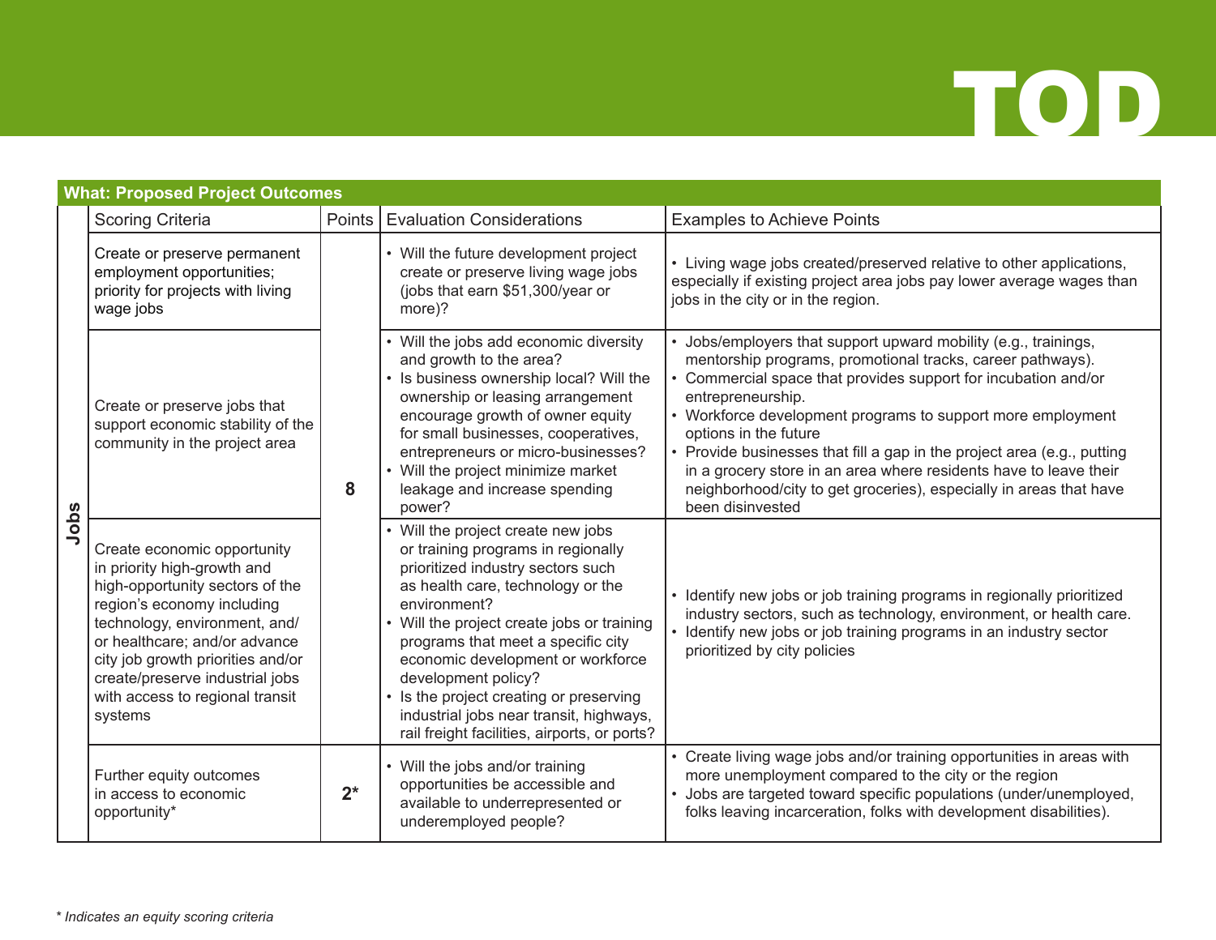# TOD

## What: Proposed Project Outcomes

| | Scoring Criteria | Points | Evaluation Considerations | Examples to Achieve Points |
|---|---|---|---|---|
| Jobs | Create or preserve permanent employment opportunities; priority for projects with living wage jobs | 8 | • Will the future development project create or preserve living wage jobs (jobs that earn $51,300/year or more)? | • Living wage jobs created/preserved relative to other applications, especially if existing project area jobs pay lower average wages than jobs in the city or in the region. |
| | Create or preserve jobs that support economic stability of the community in the project area | | • Will the jobs add economic diversity and growth to the area?<br>• Is business ownership local? Will the ownership or leasing arrangement encourage growth of owner equity for small businesses, cooperatives, entrepreneurs or micro-businesses?<br>• Will the project minimize market leakage and increase spending power? | • Jobs/employers that support upward mobility (e.g., trainings, mentorship programs, promotional tracks, career pathways).<br>• Commercial space that provides support for incubation and/or entrepreneurship.<br>• Workforce development programs to support more employment options in the future<br>• Provide businesses that fill a gap in the project area (e.g., putting in a grocery store in an area where residents have to leave their neighborhood/city to get groceries), especially in areas that have been disinvested |
| | Create economic opportunity in priority high-growth and high-opportunity sectors of the region's economy including technology, environment, and/or healthcare; and/or advance city job growth priorities and/or create/preserve industrial jobs with access to regional transit systems | | • Will the project create new jobs or training programs in regionally prioritized industry sectors such as health care, technology or the environment?<br>• Will the project create jobs or training programs that meet a specific city economic development or workforce development policy?<br>• Is the project creating or preserving industrial jobs near transit, highways, rail freight facilities, airports, or ports? | • Identify new jobs or job training programs in regionally prioritized industry sectors, such as technology, environment, or health care.<br>• Identify new jobs or job training programs in an industry sector prioritized by city policies |
| | Further equity outcomes in access to economic opportunity* | 2* | • Will the jobs and/or training opportunities be accessible and available to underrepresented or underemployed people? | • Create living wage jobs and/or training opportunities in areas with more unemployment compared to the city or the region<br>• Jobs are targeted toward specific populations (under/unemployed, folks leaving incarceration, folks with development disabilities). |

*\* Indicates an equity scoring criteria*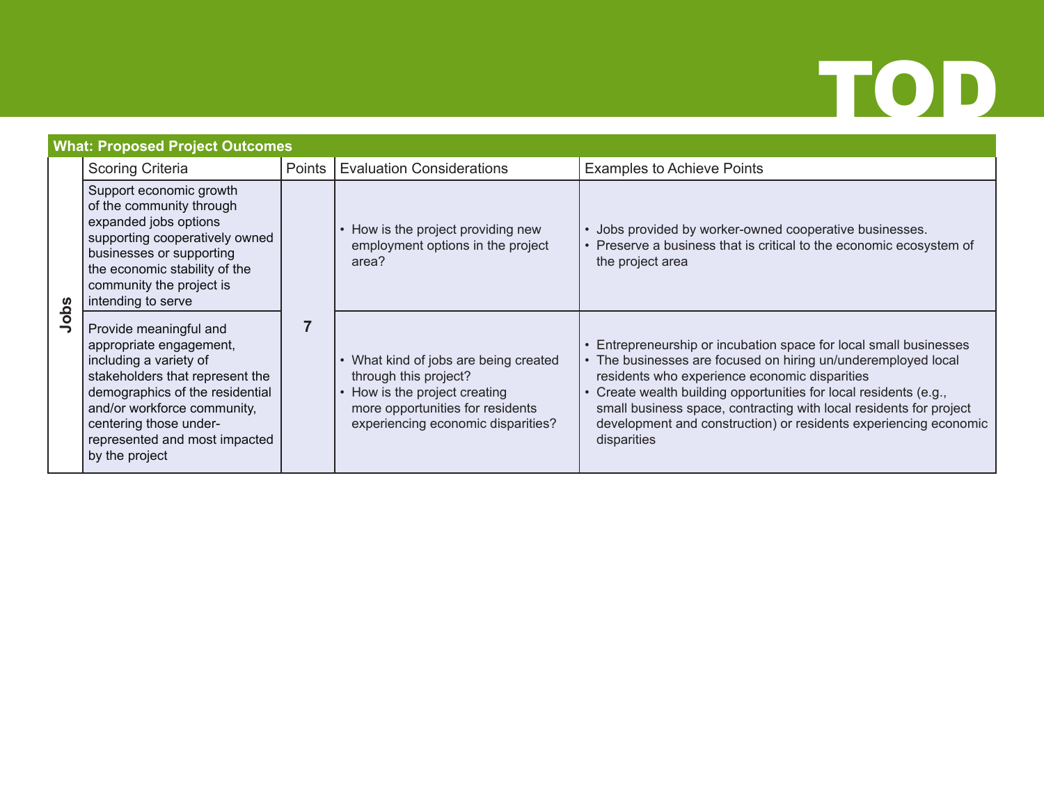# TOD

| What: Proposed Project Outcomes | | | | |
|---|---|---|---|---|
| | Scoring Criteria | Points | Evaluation Considerations | Examples to Achieve Points |
| Jobs | Support economic growth of the community through expanded jobs options supporting cooperatively owned businesses or supporting the economic stability of the community the project is intending to serve | 7 | • How is the project providing new employment options in the project area? | • Jobs provided by worker-owned cooperative businesses. • Preserve a business that is critical to the economic ecosystem of the project area |
| | Provide meaningful and appropriate engagement, including a variety of stakeholders that represent the demographics of the residential and/or workforce community, centering those under-represented and most impacted by the project | | • What kind of jobs are being created through this project? • How is the project creating more opportunities for residents experiencing economic disparities? | • Entrepreneurship or incubation space for local small businesses • The businesses are focused on hiring un/underemployed local residents who experience economic disparities • Create wealth building opportunities for local residents (e.g., small business space, contracting with local residents for project development and construction) or residents experiencing economic disparities |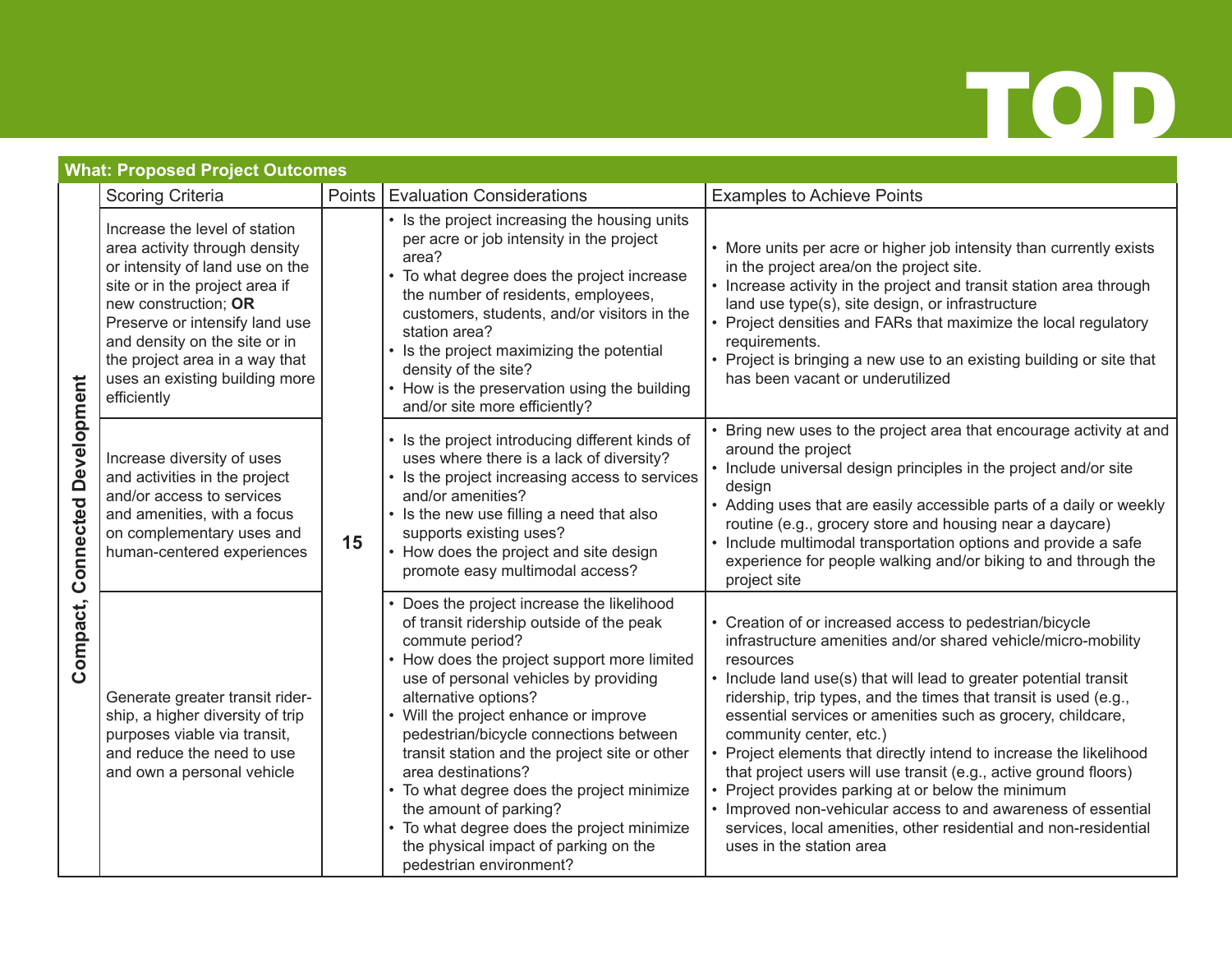# TOD

| What: Proposed Project Outcomes | | | | |
|---|---|---|---|---|
| | Scoring Criteria | Points | Evaluation Considerations | Examples to Achieve Points |
| Compact, Connected Development | Increase the level of station area activity through density or intensity of land use on the site or in the project area if new construction; **OR** Preserve or intensify land use and density on the site or in the project area in a way that uses an existing building more efficiently | 15 | • Is the project increasing the housing units per acre or job intensity in the project area?<br>• To what degree does the project increase the number of residents, employees, customers, students, and/or visitors in the station area?<br>• Is the project maximizing the potential density of the site?<br>• How is the preservation using the building and/or site more efficiently? | • More units per acre or higher job intensity than currently exists in the project area/on the project site.<br>• Increase activity in the project and transit station area through land use type(s), site design, or infrastructure<br>• Project densities and FARs that maximize the local regulatory requirements.<br>• Project is bringing a new use to an existing building or site that has been vacant or underutilized |
| | Increase diversity of uses and activities in the project and/or access to services and amenities, with a focus on complementary uses and human-centered experiences | | • Is the project introducing different kinds of uses where there is a lack of diversity?<br>• Is the project increasing access to services and/or amenities?<br>• Is the new use filling a need that also supports existing uses?<br>• How does the project and site design promote easy multimodal access? | • Bring new uses to the project area that encourage activity at and around the project<br>• Include universal design principles in the project and/or site design<br>• Adding uses that are easily accessible parts of a daily or weekly routine (e.g., grocery store and housing near a daycare)<br>• Include multimodal transportation options and provide a safe experience for people walking and/or biking to and through the project site |
| | Generate greater transit ridership, a higher diversity of trip purposes viable via transit, and reduce the need to use and own a personal vehicle | | • Does the project increase the likelihood of transit ridership outside of the peak commute period?<br>• How does the project support more limited use of personal vehicles by providing alternative options?<br>• Will the project enhance or improve pedestrian/bicycle connections between transit station and the project site or other area destinations?<br>• To what degree does the project minimize the amount of parking?<br>• To what degree does the project minimize the physical impact of parking on the pedestrian environment? | • Creation of or increased access to pedestrian/bicycle infrastructure amenities and/or shared vehicle/micro-mobility resources<br>• Include land use(s) that will lead to greater potential transit ridership, trip types, and the times that transit is used (e.g., essential services or amenities such as grocery, childcare, community center, etc.)<br>• Project elements that directly intend to increase the likelihood that project users will use transit (e.g., active ground floors)<br>• Project provides parking at or below the minimum<br>• Improved non-vehicular access to and awareness of essential services, local amenities, other residential and non-residential uses in the station area |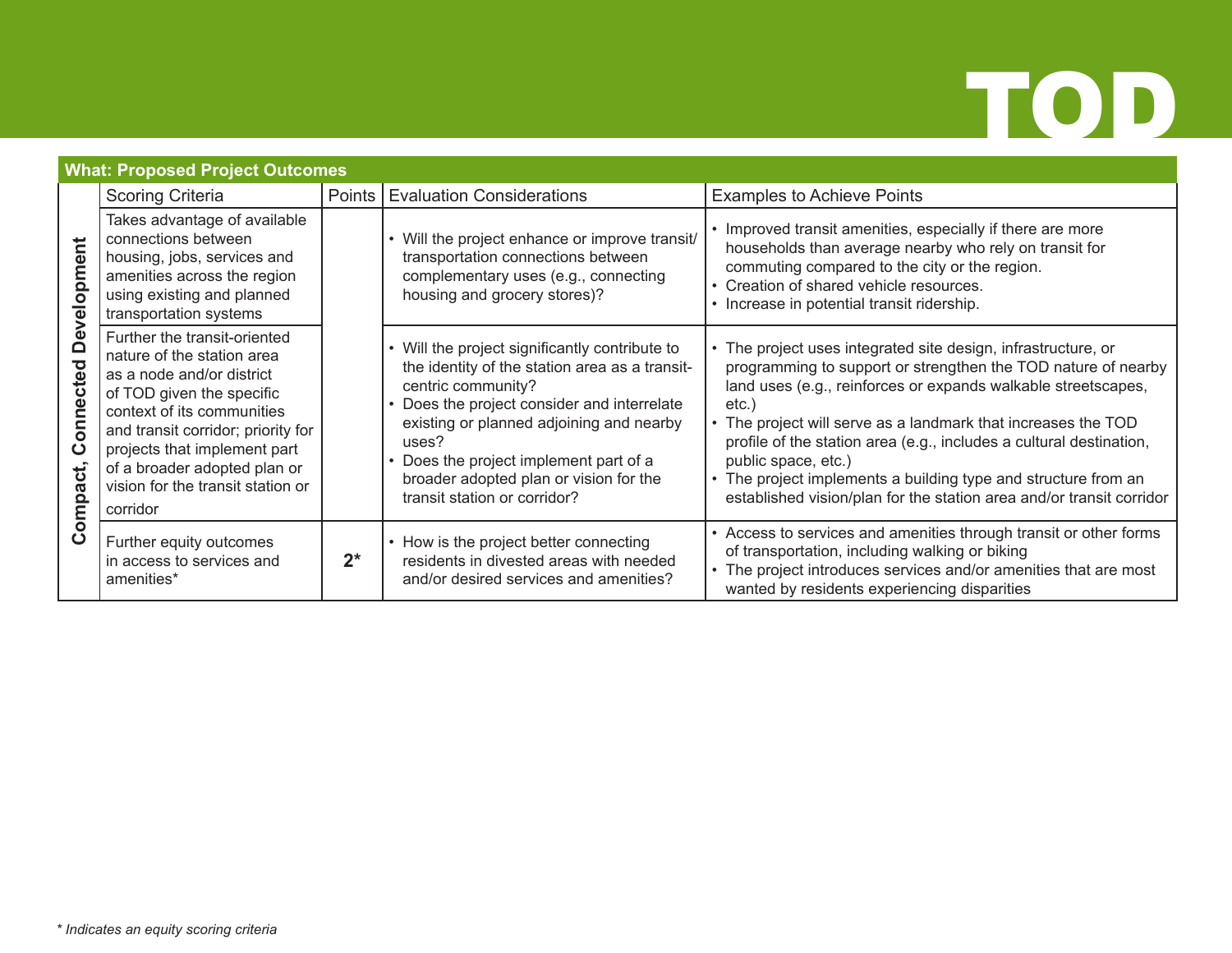# TOD

## What: Proposed Project Outcomes

| | Scoring Criteria | Points | Evaluation Considerations | Examples to Achieve Points |
|---|---|---|---|---|
| **Compact, Connected Development** | Takes advantage of available connections between housing, jobs, services and amenities across the region using existing and planned transportation systems | | • Will the project enhance or improve transit/ transportation connections between complementary uses (e.g., connecting housing and grocery stores)? | • Improved transit amenities, especially if there are more households than average nearby who rely on transit for commuting compared to the city or the region.<br>• Creation of shared vehicle resources.<br>• Increase in potential transit ridership. |
| | Further the transit-oriented nature of the station area as a node and/or district of TOD given the specific context of its communities and transit corridor; priority for projects that implement part of a broader adopted plan or vision for the transit station or corridor | | • Will the project significantly contribute to the identity of the station area as a transit-centric community?<br>• Does the project consider and interrelate existing or planned adjoining and nearby uses?<br>• Does the project implement part of a broader adopted plan or vision for the transit station or corridor? | • The project uses integrated site design, infrastructure, or programming to support or strengthen the TOD nature of nearby land uses (e.g., reinforces or expands walkable streetscapes, etc.)<br>• The project will serve as a landmark that increases the TOD profile of the station area (e.g., includes a cultural destination, public space, etc.)<br>• The project implements a building type and structure from an established vision/plan for the station area and/or transit corridor |
| | Further equity outcomes in access to services and amenities* | **2*** | • How is the project better connecting residents in divested areas with needed and/or desired services and amenities? | • Access to services and amenities through transit or other forms of transportation, including walking or biking<br>• The project introduces services and/or amenities that are most wanted by residents experiencing disparities |

*\* Indicates an equity scoring criteria*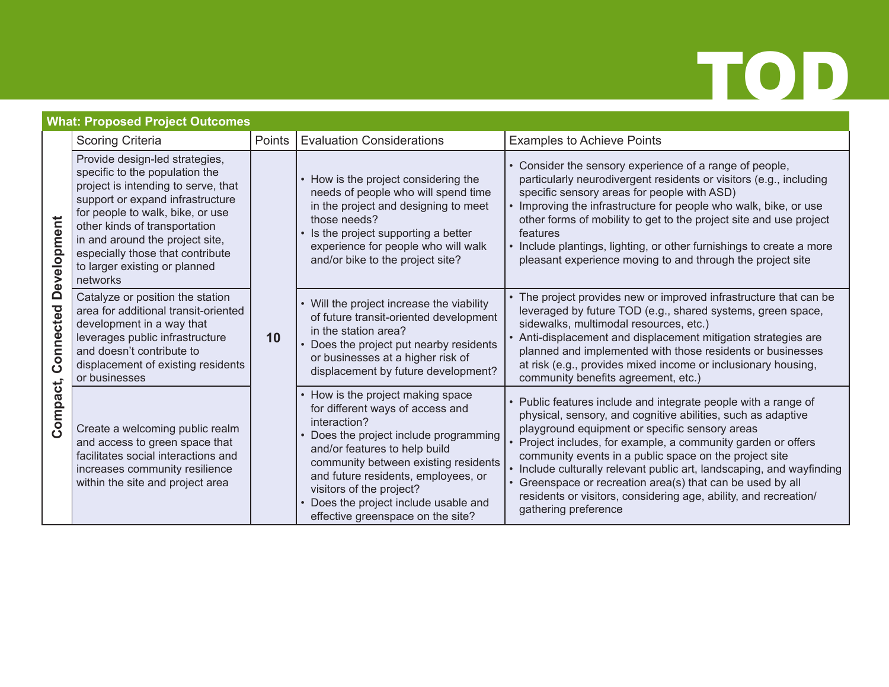# TOD

| What: Proposed Project Outcomes | | | | |
|---|---|---|---|---|
| | Scoring Criteria | Points | Evaluation Considerations | Examples to Achieve Points |
| Compact, Connected Development | Provide design-led strategies, specific to the population the project is intending to serve, that support or expand infrastructure for people to walk, bike, or use other kinds of transportation in and around the project site, especially those that contribute to larger existing or planned networks | 10 | • How is the project considering the needs of people who will spend time in the project and designing to meet those needs?<br>• Is the project supporting a better experience for people who will walk and/or bike to the project site? | • Consider the sensory experience of a range of people, particularly neurodivergent residents or visitors (e.g., including specific sensory areas for people with ASD)<br>• Improving the infrastructure for people who walk, bike, or use other forms of mobility to get to the project site and use project features<br>• Include plantings, lighting, or other furnishings to create a more pleasant experience moving to and through the project site |
| | Catalyze or position the station area for additional transit-oriented development in a way that leverages public infrastructure and doesn't contribute to displacement of existing residents or businesses | | • Will the project increase the viability of future transit-oriented development in the station area?<br>• Does the project put nearby residents or businesses at a higher risk of displacement by future development? | • The project provides new or improved infrastructure that can be leveraged by future TOD (e.g., shared systems, green space, sidewalks, multimodal resources, etc.)<br>• Anti-displacement and displacement mitigation strategies are planned and implemented with those residents or businesses at risk (e.g., provides mixed income or inclusionary housing, community benefits agreement, etc.) |
| | Create a welcoming public realm and access to green space that facilitates social interactions and increases community resilience within the site and project area | | • How is the project making space for different ways of access and interaction?<br>• Does the project include programming and/or features to help build community between existing residents and future residents, employees, or visitors of the project?<br>• Does the project include usable and effective greenspace on the site? | • Public features include and integrate people with a range of physical, sensory, and cognitive abilities, such as adaptive playground equipment or specific sensory areas<br>• Project includes, for example, a community garden or offers community events in a public space on the project site<br>• Include culturally relevant public art, landscaping, and wayfinding<br>• Greenspace or recreation area(s) that can be used by all residents or visitors, considering age, ability, and recreation/gathering preference |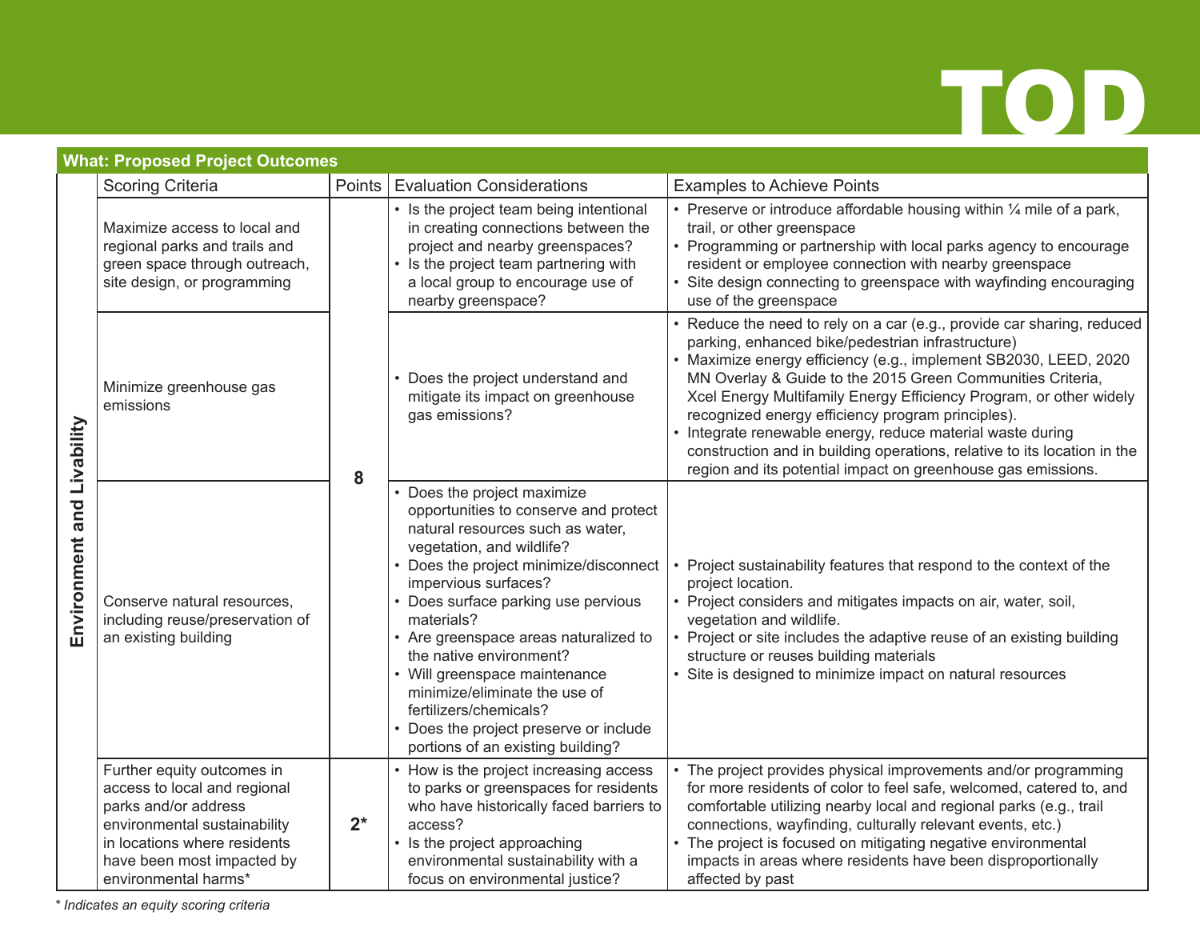# TOD

## What: Proposed Project Outcomes

| | Scoring Criteria | Points | Evaluation Considerations | Examples to Achieve Points |
|---|---|---|---|---|
| Environment and Livability | Maximize access to local and regional parks and trails and green space through outreach, site design, or programming | 8 | • Is the project team being intentional in creating connections between the project and nearby greenspaces?<br>• Is the project team partnering with a local group to encourage use of nearby greenspace? | • Preserve or introduce affordable housing within ¼ mile of a park, trail, or other greenspace<br>• Programming or partnership with local parks agency to encourage resident or employee connection with nearby greenspace<br>• Site design connecting to greenspace with wayfinding encouraging use of the greenspace |
| | Minimize greenhouse gas emissions | | • Does the project understand and mitigate its impact on greenhouse gas emissions? | • Reduce the need to rely on a car (e.g., provide car sharing, reduced parking, enhanced bike/pedestrian infrastructure)<br>• Maximize energy efficiency (e.g., implement SB2030, LEED, 2020 MN Overlay & Guide to the 2015 Green Communities Criteria, Xcel Energy Multifamily Energy Efficiency Program, or other widely recognized energy efficiency program principles).<br>• Integrate renewable energy, reduce material waste during construction and in building operations, relative to its location in the region and its potential impact on greenhouse gas emissions. |
| | Conserve natural resources, including reuse/preservation of an existing building | | • Does the project maximize opportunities to conserve and protect natural resources such as water, vegetation, and wildlife?<br>• Does the project minimize/disconnect impervious surfaces?<br>• Does surface parking use pervious materials?<br>• Are greenspace areas naturalized to the native environment?<br>• Will greenspace maintenance minimize/eliminate the use of fertilizers/chemicals?<br>• Does the project preserve or include portions of an existing building? | • Project sustainability features that respond to the context of the project location.<br>• Project considers and mitigates impacts on air, water, soil, vegetation and wildlife.<br>• Project or site includes the adaptive reuse of an existing building structure or reuses building materials<br>• Site is designed to minimize impact on natural resources |
| | Further equity outcomes in access to local and regional parks and/or address environmental sustainability in locations where residents have been most impacted by environmental harms* | 2* | • How is the project increasing access to parks or greenspaces for residents who have historically faced barriers to access?<br>• Is the project approaching environmental sustainability with a focus on environmental justice? | • The project provides physical improvements and/or programming for more residents of color to feel safe, welcomed, catered to, and comfortable utilizing nearby local and regional parks (e.g., trail connections, wayfinding, culturally relevant events, etc.)<br>• The project is focused on mitigating negative environmental impacts in areas where residents have been disproportionally affected by past |

*\* Indicates an equity scoring criteria*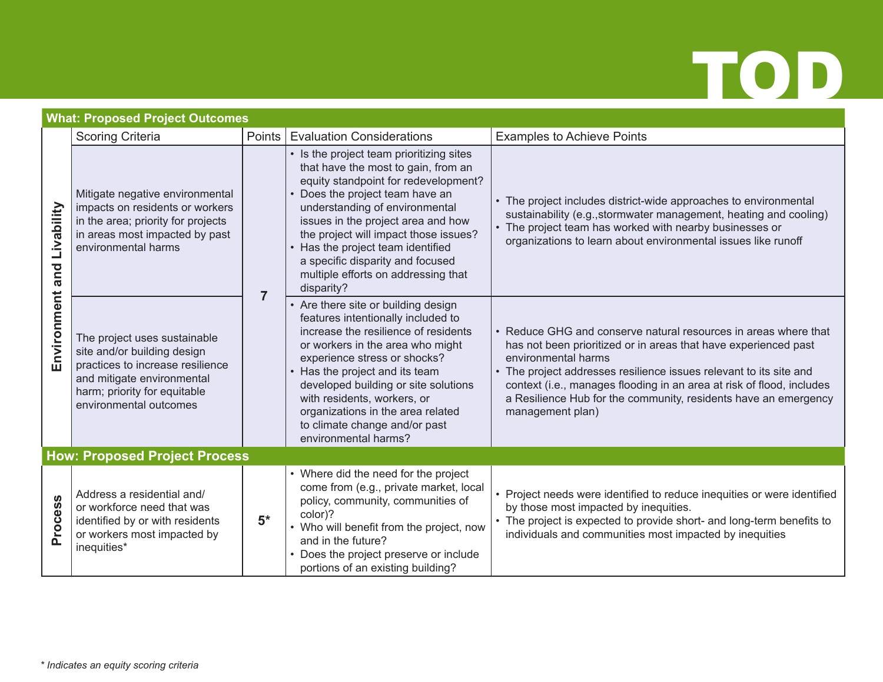# TOD

| What: Proposed Project Outcomes | | | | |
|---|---|---|---|---|
| | Scoring Criteria | Points | Evaluation Considerations | Examples to Achieve Points |
| Environment and Livability | Mitigate negative environmental impacts on residents or workers in the area; priority for projects in areas most impacted by past environmental harms | 7 | • Is the project team prioritizing sites that have the most to gain, from an equity standpoint for redevelopment?<br>• Does the project team have an understanding of environmental issues in the project area and how the project will impact those issues?<br>• Has the project team identified a specific disparity and focused multiple efforts on addressing that disparity? | • The project includes district-wide approaches to environmental sustainability (e.g.,stormwater management, heating and cooling)<br>• The project team has worked with nearby businesses or organizations to learn about environmental issues like runoff |
| | The project uses sustainable site and/or building design practices to increase resilience and mitigate environmental harm; priority for equitable environmental outcomes | | • Are there site or building design features intentionally included to increase the resilience of residents or workers in the area who might experience stress or shocks?<br>• Has the project and its team developed building or site solutions with residents, workers, or organizations in the area related to climate change and/or past environmental harms? | • Reduce GHG and conserve natural resources in areas where that has not been prioritized or in areas that have experienced past environmental harms<br>• The project addresses resilience issues relevant to its site and context (i.e., manages flooding in an area at risk of flood, includes a Resilience Hub for the community, residents have an emergency management plan) |
| **How: Proposed Project Process** | | | | |
| Process | Address a residential and/ or workforce need that was identified by or with residents or workers most impacted by inequities* | 5* | • Where did the need for the project come from (e.g., private market, local policy, community, communities of color)?<br>• Who will benefit from the project, now and in the future?<br>• Does the project preserve or include portions of an existing building? | • Project needs were identified to reduce inequities or were identified by those most impacted by inequities.<br>• The project is expected to provide short- and long-term benefits to individuals and communities most impacted by inequities |

*\* Indicates an equity scoring criteria*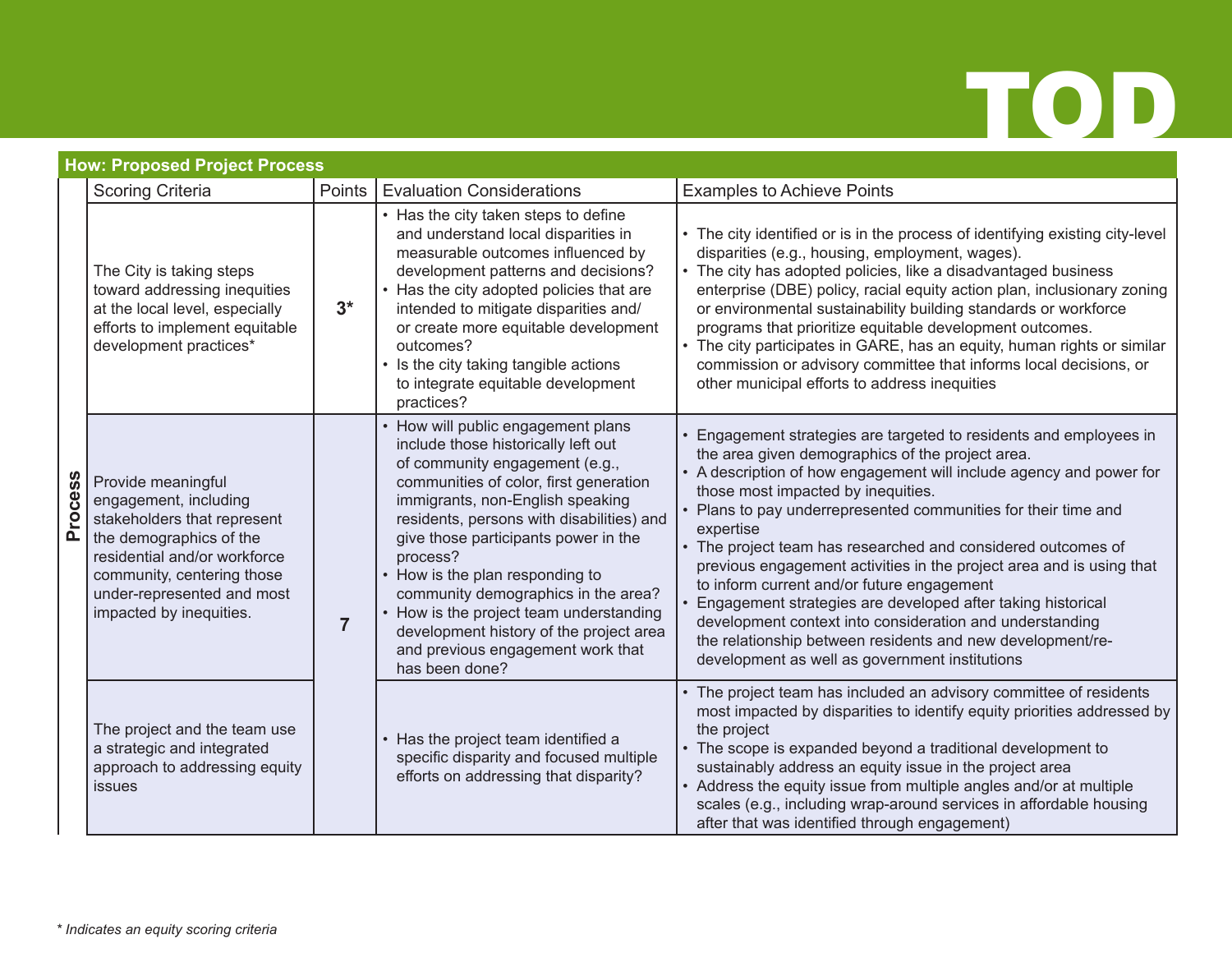# TOD

## How: Proposed Project Process

| | Scoring Criteria | Points | Evaluation Considerations | Examples to Achieve Points |
|---|---|---|---|---|
| Process | The City is taking steps toward addressing inequities at the local level, especially efforts to implement equitable development practices* | 3* | • Has the city taken steps to define and understand local disparities in measurable outcomes influenced by development patterns and decisions?<br>• Has the city adopted policies that are intended to mitigate disparities and/or create more equitable development outcomes?<br>• Is the city taking tangible actions to integrate equitable development practices? | • The city identified or is in the process of identifying existing city-level disparities (e.g., housing, employment, wages).<br>• The city has adopted policies, like a disadvantaged business enterprise (DBE) policy, racial equity action plan, inclusionary zoning or environmental sustainability building standards or workforce programs that prioritize equitable development outcomes.<br>• The city participates in GARE, has an equity, human rights or similar commission or advisory committee that informs local decisions, or other municipal efforts to address inequities |
| | Provide meaningful engagement, including stakeholders that represent the demographics of the residential and/or workforce community, centering those under-represented and most impacted by inequities. | 7 | • How will public engagement plans include those historically left out of community engagement (e.g., communities of color, first generation immigrants, non-English speaking residents, persons with disabilities) and give those participants power in the process?<br>• How is the plan responding to community demographics in the area?<br>• How is the project team understanding development history of the project area and previous engagement work that has been done? | • Engagement strategies are targeted to residents and employees in the area given demographics of the project area.<br>• A description of how engagement will include agency and power for those most impacted by inequities.<br>• Plans to pay underrepresented communities for their time and expertise<br>• The project team has researched and considered outcomes of previous engagement activities in the project area and is using that to inform current and/or future engagement<br>• Engagement strategies are developed after taking historical development context into consideration and understanding the relationship between residents and new development/re-development as well as government institutions |
| | The project and the team use a strategic and integrated approach to addressing equity issues | | • Has the project team identified a specific disparity and focused multiple efforts on addressing that disparity? | • The project team has included an advisory committee of residents most impacted by disparities to identify equity priorities addressed by the project<br>• The scope is expanded beyond a traditional development to sustainably address an equity issue in the project area<br>• Address the equity issue from multiple angles and/or at multiple scales (e.g., including wrap-around services in affordable housing after that was identified through engagement) |

*\* Indicates an equity scoring criteria*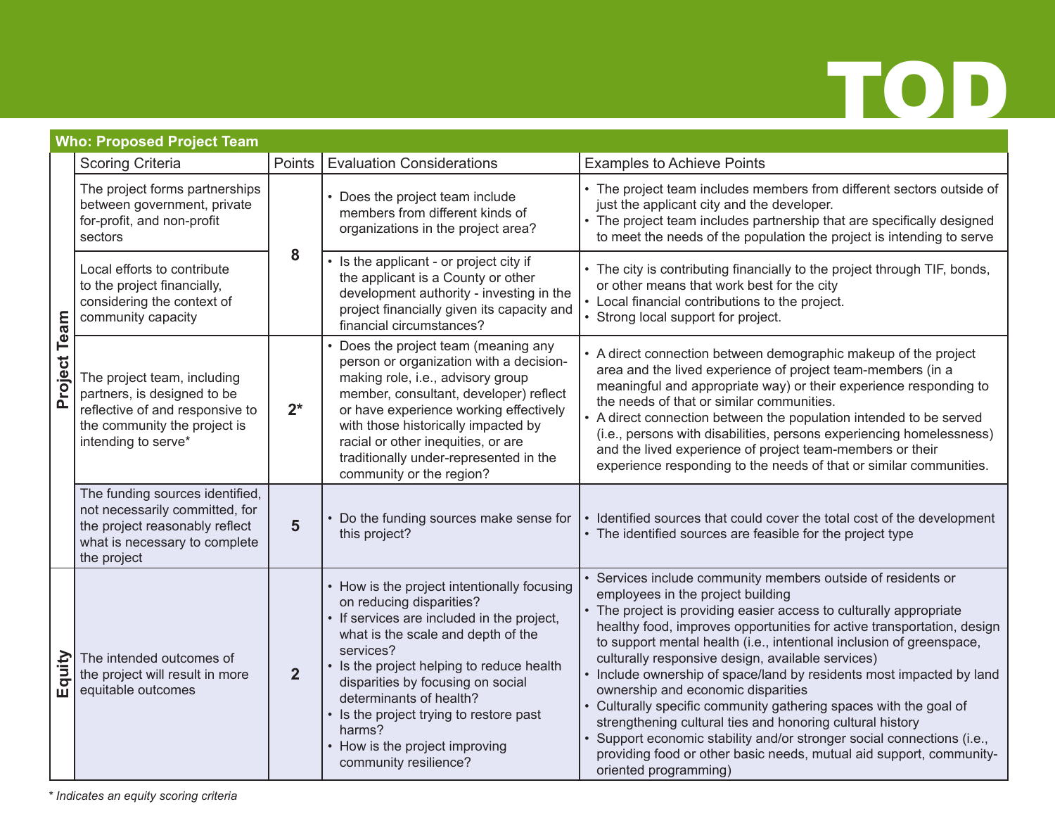# TOD

| Who: Proposed Project Team | | | | |
|---|---|---|---|---|
| | Scoring Criteria | Points | Evaluation Considerations | Examples to Achieve Points |
| Project Team | The project forms partnerships between government, private for-profit, and non-profit sectors | 8 | • Does the project team include members from different kinds of organizations in the project area? | • The project team includes members from different sectors outside of just the applicant city and the developer.<br>• The project team includes partnership that are specifically designed to meet the needs of the population the project is intending to serve |
| | Local efforts to contribute to the project financially, considering the context of community capacity | | • Is the applicant - or project city if the applicant is a County or other development authority - investing in the project financially given its capacity and financial circumstances? | • The city is contributing financially to the project through TIF, bonds, or other means that work best for the city<br>• Local financial contributions to the project.<br>• Strong local support for project. |
| | The project team, including partners, is designed to be reflective of and responsive to the community the project is intending to serve* | 2* | • Does the project team (meaning any person or organization with a decision-making role, i.e., advisory group member, consultant, developer) reflect or have experience working effectively with those historically impacted by racial or other inequities, or are traditionally under-represented in the community or the region? | • A direct connection between demographic makeup of the project area and the lived experience of project team-members (in a meaningful and appropriate way) or their experience responding to the needs of that or similar communities.<br>• A direct connection between the population intended to be served (i.e., persons with disabilities, persons experiencing homelessness) and the lived experience of project team-members or their experience responding to the needs of that or similar communities. |
| | The funding sources identified, not necessarily committed, for the project reasonably reflect what is necessary to complete the project | 5 | • Do the funding sources make sense for this project? | • Identified sources that could cover the total cost of the development<br>• The identified sources are feasible for the project type |
| Equity | The intended outcomes of the project will result in more equitable outcomes | 2 | • How is the project intentionally focusing on reducing disparities?<br>• If services are included in the project, what is the scale and depth of the services?<br>• Is the project helping to reduce health disparities by focusing on social determinants of health?<br>• Is the project trying to restore past harms?<br>• How is the project improving community resilience? | • Services include community members outside of residents or employees in the project building<br>• The project is providing easier access to culturally appropriate healthy food, improves opportunities for active transportation, design to support mental health (i.e., intentional inclusion of greenspace, culturally responsive design, available services)<br>• Include ownership of space/land by residents most impacted by land ownership and economic disparities<br>• Culturally specific community gathering spaces with the goal of strengthening cultural ties and honoring cultural history<br>• Support economic stability and/or stronger social connections (i.e., providing food or other basic needs, mutual aid support, community-oriented programming) |

*\* Indicates an equity scoring criteria*